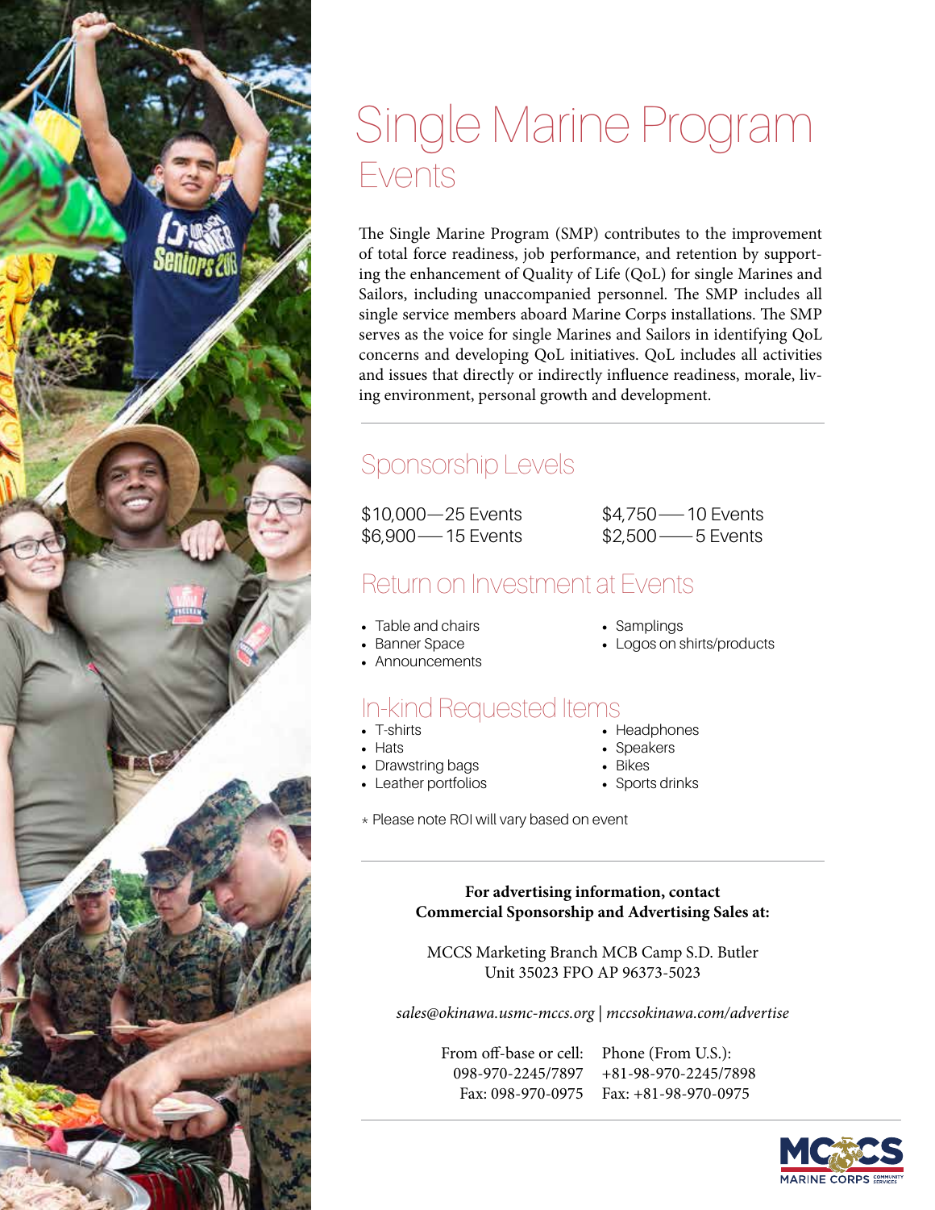# Single Marine Program

## Events

The Single Marine Program (SMP) contributes to the improvement of total force readiness, job performance, and retention by supporting the enhancement of Quality of Life (QoL) for single Marines and Sailors, including unaccompanied personnel. The SMP includes all single service members aboard Marine Corps installations. The SMP serves as the voice for single Marines and Sailors in identifying QoL concerns and developing QoL initiatives. QoL includes all activities and issues that directly or indirectly influence readiness, morale, living environment, personal growth and development.

## Sponsorship Levels

$10,000—25 Events
$6,900—15 Events
$4,750—10 Events
$2,500—5 Events

## Return on Investment at Events

- Table and chairs
- Banner Space
- Announcements
- Samplings
- Logos on shirts/products

## In-kind Requested Items

- T-shirts
- Hats
- Drawstring bags
- Leather portfolios
- Headphones
- Speakers
- Bikes
- Sports drinks

* Please note ROI will vary based on event

**For advertising information, contact Commercial Sponsorship and Advertising Sales at:**

MCCS Marketing Branch MCB Camp S.D. Butler
Unit 35023 FPO AP 96373-5023

*sales@okinawa.usmc-mccs.org* | *mccsokinawa.com/advertise*

From off-base or cell: 098-970-2245/7897
Fax: 098-970-0975

Phone (From U.S.): +81-98-970-2245/7898
Fax: +81-98-970-0975

MCCS MARINE CORPS COMMUNITY SERVICES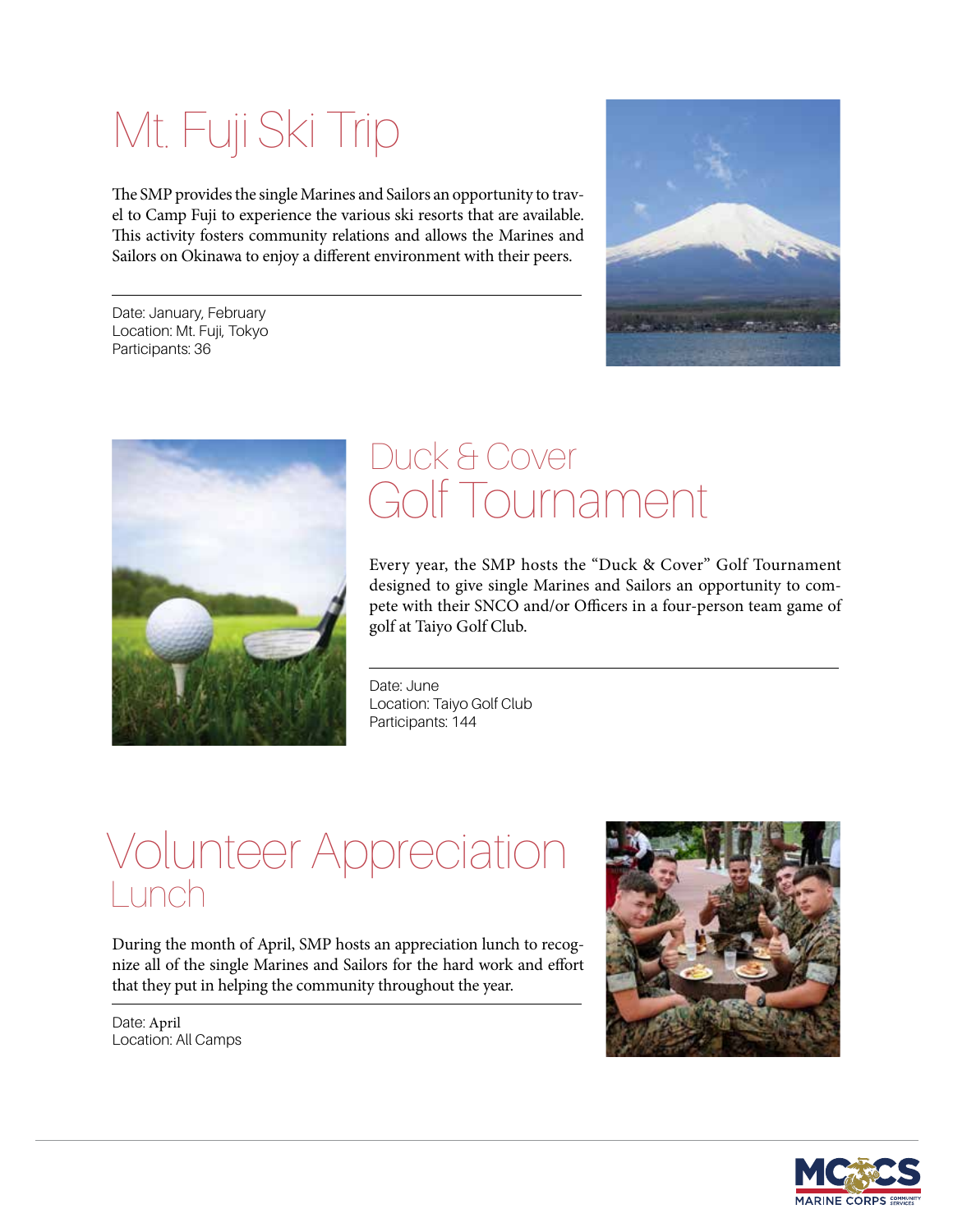# Mt. Fuji Ski Trip

The SMP provides the single Marines and Sailors an opportunity to travel to Camp Fuji to experience the various ski resorts that are available. This activity fosters community relations and allows the Marines and Sailors on Okinawa to enjoy a different environment with their peers.

Date: January, February
Location: Mt. Fuji, Tokyo
Participants: 36

# Duck & Cover Golf Tournament

Every year, the SMP hosts the "Duck & Cover" Golf Tournament designed to give single Marines and Sailors an opportunity to compete with their SNCO and/or Officers in a four-person team game of golf at Taiyo Golf Club.

Date: June
Location: Taiyo Golf Club
Participants: 144

# Volunteer Appreciation Lunch

During the month of April, SMP hosts an appreciation lunch to recognize all of the single Marines and Sailors for the hard work and effort that they put in helping the community throughout the year.

Date: April
Location: All Camps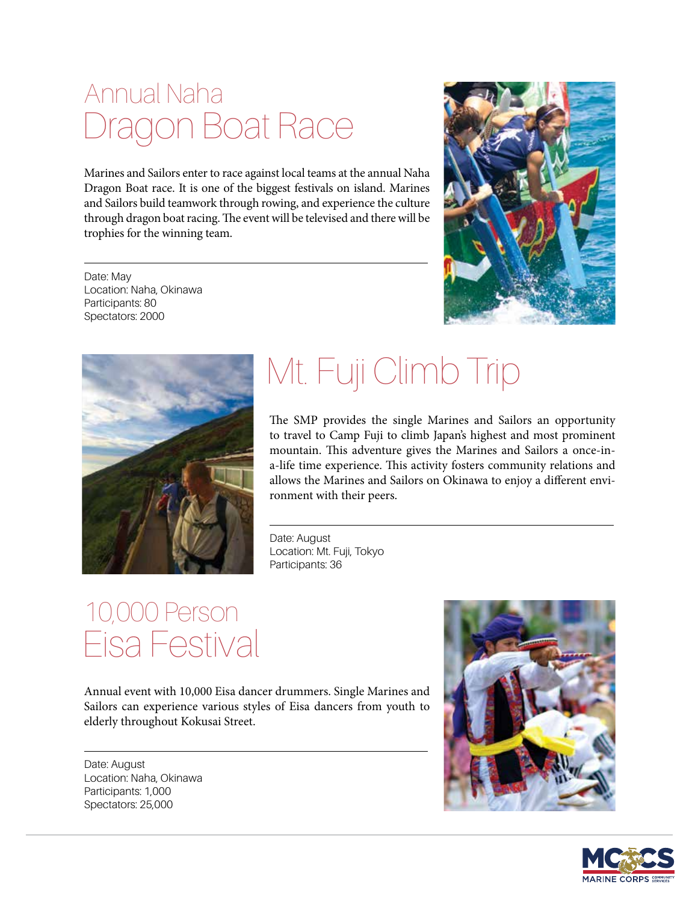# Annual Naha Dragon Boat Race

Marines and Sailors enter to race against local teams at the annual Naha Dragon Boat race. It is one of the biggest festivals on island. Marines and Sailors build teamwork through rowing, and experience the culture through dragon boat racing. The event will be televised and there will be trophies for the winning team.

Date: May
Location: Naha, Okinawa
Participants: 80
Spectators: 2000

# Mt. Fuji Climb Trip

The SMP provides the single Marines and Sailors an opportunity to travel to Camp Fuji to climb Japan's highest and most prominent mountain. This adventure gives the Marines and Sailors a once-in-a-life time experience. This activity fosters community relations and allows the Marines and Sailors on Okinawa to enjoy a different environment with their peers.

Date: August
Location: Mt. Fuji, Tokyo
Participants: 36

# 10,000 Person Eisa Festival

Annual event with 10,000 Eisa dancer drummers. Single Marines and Sailors can experience various styles of Eisa dancers from youth to elderly throughout Kokusai Street.

Date: August
Location: Naha, Okinawa
Participants: 1,000
Spectators: 25,000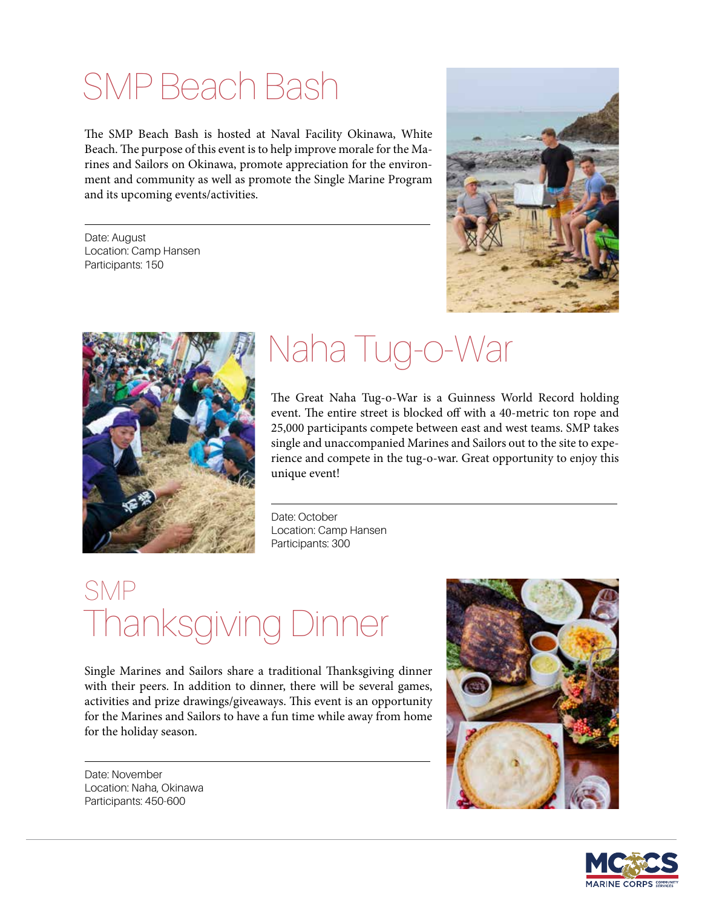# SMP Beach Bash

The SMP Beach Bash is hosted at Naval Facility Okinawa, White Beach. The purpose of this event is to help improve morale for the Marines and Sailors on Okinawa, promote appreciation for the environment and community as well as promote the Single Marine Program and its upcoming events/activities.

Date: August
Location: Camp Hansen
Participants: 150

# Naha Tug-o-War

The Great Naha Tug-o-War is a Guinness World Record holding event. The entire street is blocked off with a 40-metric ton rope and 25,000 participants compete between east and west teams. SMP takes single and unaccompanied Marines and Sailors out to the site to experience and compete in the tug-o-war. Great opportunity to enjoy this unique event!

Date: October
Location: Camp Hansen
Participants: 300

# SMP Thanksgiving Dinner

Single Marines and Sailors share a traditional Thanksgiving dinner with their peers. In addition to dinner, there will be several games, activities and prize drawings/giveaways. This event is an opportunity for the Marines and Sailors to have a fun time while away from home for the holiday season.

Date: November
Location: Naha, Okinawa
Participants: 450-600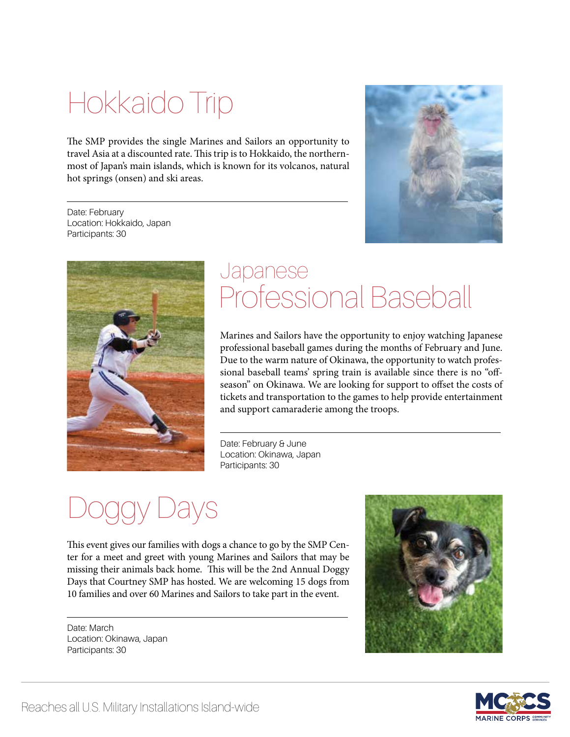# Hokkaido Trip

The SMP provides the single Marines and Sailors an opportunity to travel Asia at a discounted rate. This trip is to Hokkaido, the northernmost of Japan's main islands, which is known for its volcanos, natural hot springs (onsen) and ski areas.

Date: February
Location: Hokkaido, Japan
Participants: 30

# Japanese Professional Baseball

Marines and Sailors have the opportunity to enjoy watching Japanese professional baseball games during the months of February and June. Due to the warm nature of Okinawa, the opportunity to watch professional baseball teams' spring train is available since there is no "off-season" on Okinawa. We are looking for support to offset the costs of tickets and transportation to the games to help provide entertainment and support camaraderie among the troops.

Date: February & June
Location: Okinawa, Japan
Participants: 30

# Doggy Days

This event gives our families with dogs a chance to go by the SMP Center for a meet and greet with young Marines and Sailors that may be missing their animals back home. This will be the 2nd Annual Doggy Days that Courtney SMP has hosted. We are welcoming 15 dogs from 10 families and over 60 Marines and Sailors to take part in the event.

Date: March
Location: Okinawa, Japan
Participants: 30

Reaches all U.S. Military Installations Island-wide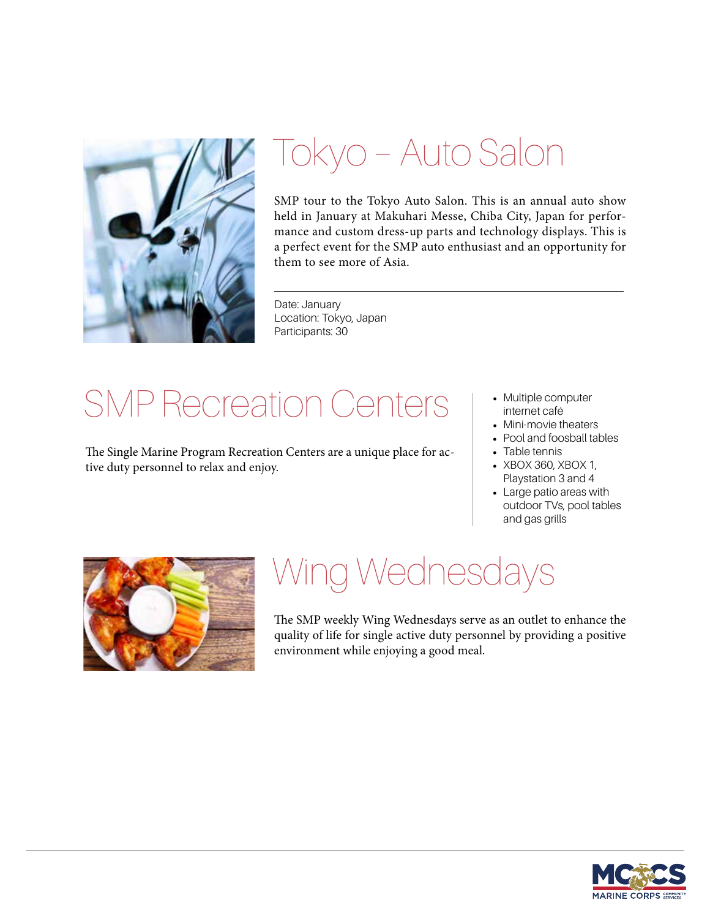# Tokyo – Auto Salon

SMP tour to the Tokyo Auto Salon. This is an annual auto show held in January at Makuhari Messe, Chiba City, Japan for performance and custom dress-up parts and technology displays. This is a perfect event for the SMP auto enthusiast and an opportunity for them to see more of Asia.

Date: January
Location: Tokyo, Japan
Participants: 30

# SMP Recreation Centers

The Single Marine Program Recreation Centers are a unique place for active duty personnel to relax and enjoy.

- Multiple computer internet café
- Mini-movie theaters
- Pool and foosball tables
- Table tennis
- XBOX 360, XBOX 1, Playstation 3 and 4
- Large patio areas with outdoor TVs, pool tables and gas grills

# Wing Wednesdays

The SMP weekly Wing Wednesdays serve as an outlet to enhance the quality of life for single active duty personnel by providing a positive environment while enjoying a good meal.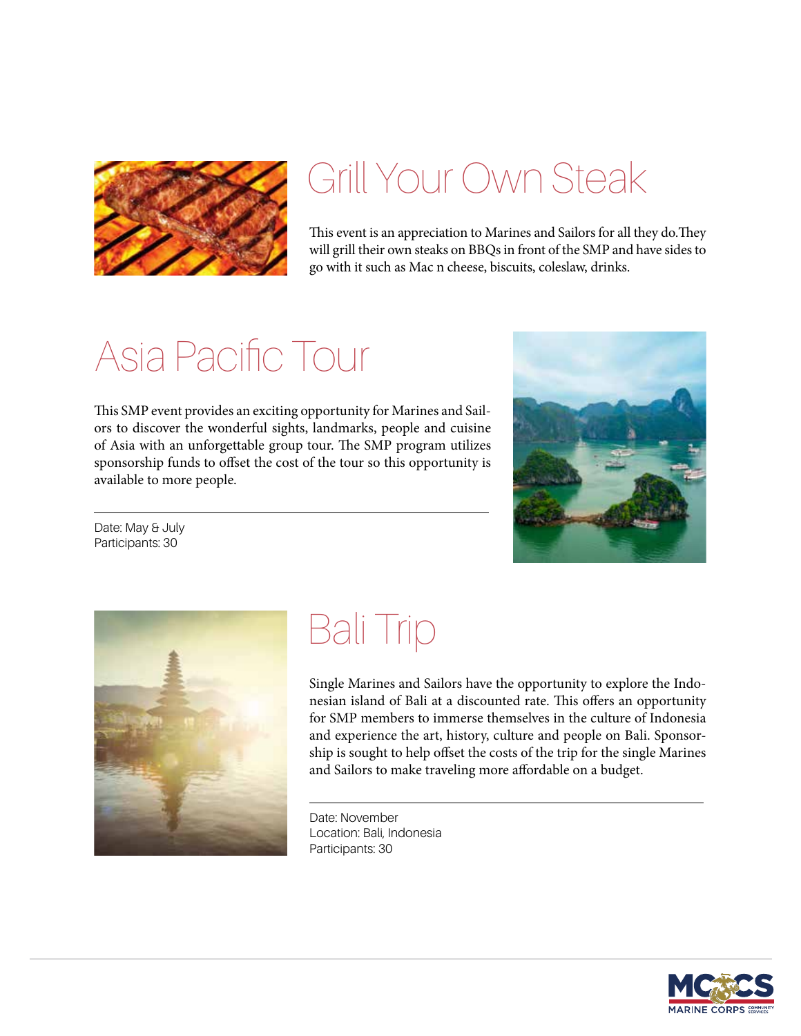# Grill Your Own Steak

This event is an appreciation to Marines and Sailors for all they do.They will grill their own steaks on BBQs in front of the SMP and have sides to go with it such as Mac n cheese, biscuits, coleslaw, drinks.

# Asia Pacific Tour

This SMP event provides an exciting opportunity for Marines and Sailors to discover the wonderful sights, landmarks, people and cuisine of Asia with an unforgettable group tour. The SMP program utilizes sponsorship funds to offset the cost of the tour so this opportunity is available to more people.

Date: May & July
Participants: 30

# Bali Trip

Single Marines and Sailors have the opportunity to explore the Indonesian island of Bali at a discounted rate. This offers an opportunity for SMP members to immerse themselves in the culture of Indonesia and experience the art, history, culture and people on Bali. Sponsorship is sought to help offset the costs of the trip for the single Marines and Sailors to make traveling more affordable on a budget.

Date: November
Location: Bali, Indonesia
Participants: 30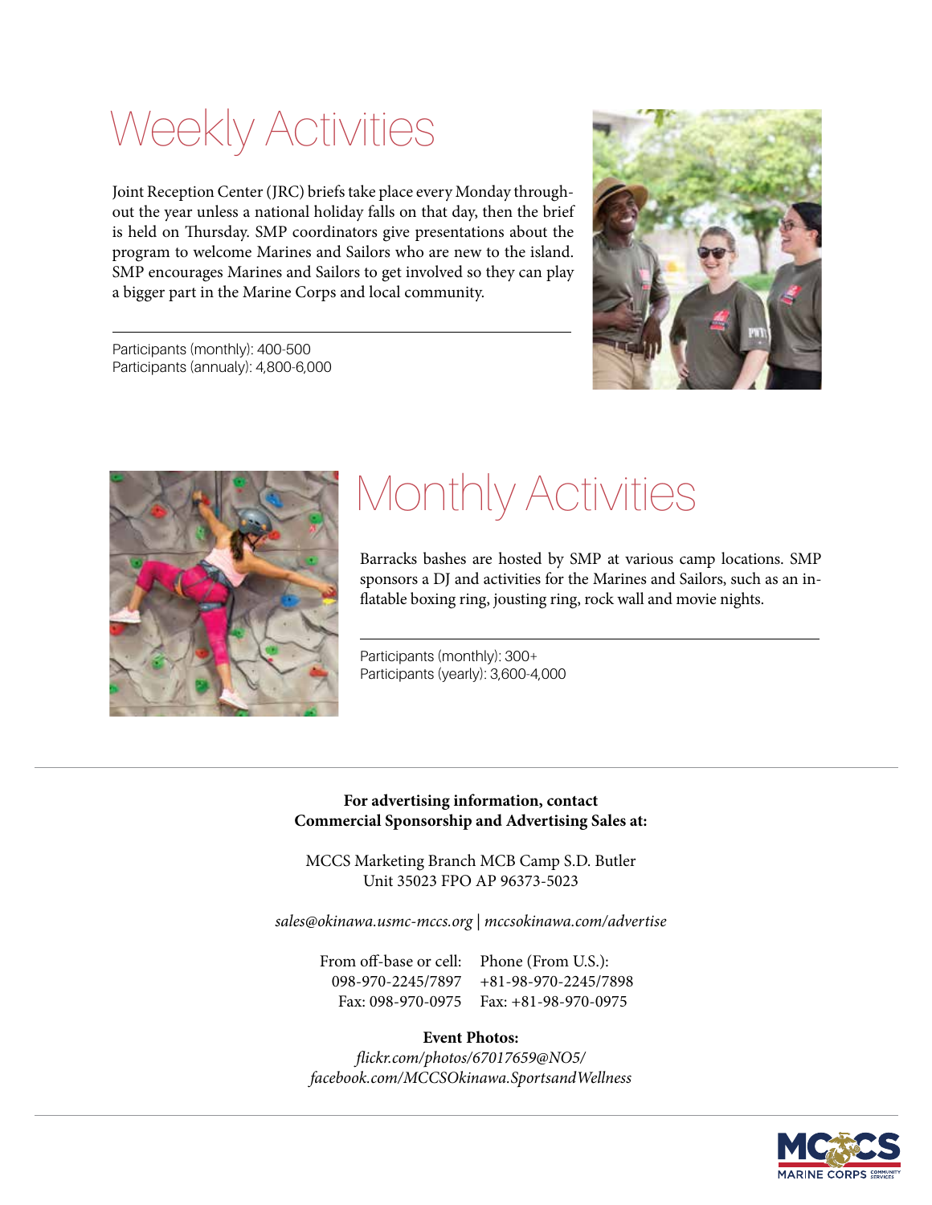# Weekly Activities

Joint Reception Center (JRC) briefs take place every Monday throughout the year unless a national holiday falls on that day, then the brief is held on Thursday. SMP coordinators give presentations about the program to welcome Marines and Sailors who are new to the island. SMP encourages Marines and Sailors to get involved so they can play a bigger part in the Marine Corps and local community.

Participants (monthly): 400-500
Participants (annualy): 4,800-6,000

# Monthly Activities

Barracks bashes are hosted by SMP at various camp locations. SMP sponsors a DJ and activities for the Marines and Sailors, such as an inflatable boxing ring, jousting ring, rock wall and movie nights.

Participants (monthly): 300+
Participants (yearly): 3,600-4,000

---

**For advertising information, contact**
**Commercial Sponsorship and Advertising Sales at:**

MCCS Marketing Branch MCB Camp S.D. Butler
Unit 35023 FPO AP 96373-5023

*sales@okinawa.usmc-mccs.org | mccsokinawa.com/advertise*

| From off-base or cell: | Phone (From U.S.): |
|---|---|
| 098-970-2245/7897 | +81-98-970-2245/7898 |
| Fax: 098-970-0975 | Fax: +81-98-970-0975 |

**Event Photos:**
*flickr.com/photos/67017659@NO5/*
*facebook.com/MCCSOkinawa.SportsandWellness*